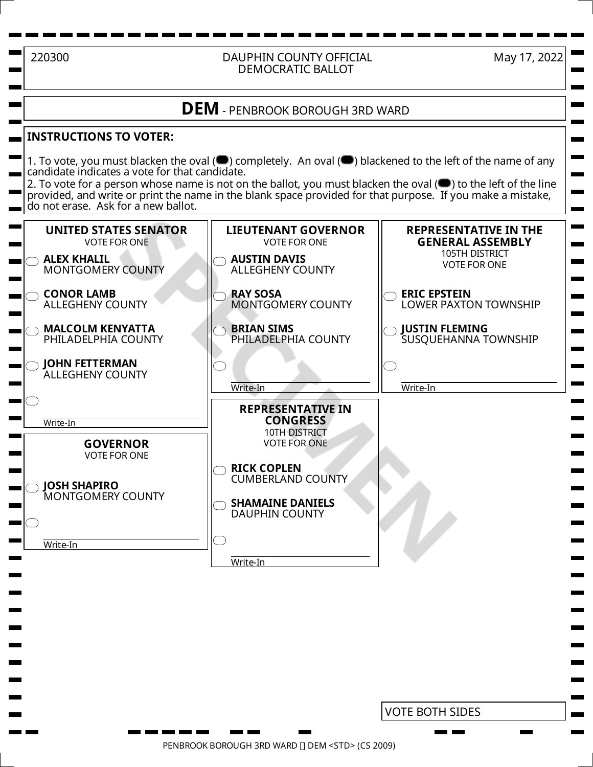220300

DAUPHIN COUNTY OFFICIAL
DEMOCRATIC BALLOT

May 17, 2022

# DEM - PENBROOK BOROUGH 3RD WARD

**INSTRUCTIONS TO VOTER:**

1. To vote, you must blacken the oval (⬬) completely. An oval (⬬) blackened to the left of the name of any candidate indicates a vote for that candidate.
2. To vote for a person whose name is not on the ballot, you must blacken the oval (⬬) to the left of the line provided, and write or print the name in the blank space provided for that purpose. If you make a mistake, do not erase. Ask for a new ballot.

## UNITED STATES SENATOR
VOTE FOR ONE

- ⬭ **ALEX KHALIL** MONTGOMERY COUNTY
- ⬭ **CONOR LAMB** ALLEGHENY COUNTY
- ⬭ **MALCOLM KENYATTA** PHILADELPHIA COUNTY
- ⬭ **JOHN FETTERMAN** ALLEGHENY COUNTY
- ⬭ ____________ Write-In

## GOVERNOR
VOTE FOR ONE

- ⬭ **JOSH SHAPIRO** MONTGOMERY COUNTY
- ⬭ ____________ Write-In

## LIEUTENANT GOVERNOR
VOTE FOR ONE

- ⬭ **AUSTIN DAVIS** ALLEGHENY COUNTY
- ⬭ **RAY SOSA** MONTGOMERY COUNTY
- ⬭ **BRIAN SIMS** PHILADELPHIA COUNTY
- ⬭ ____________ Write-In

## REPRESENTATIVE IN CONGRESS
10TH DISTRICT
VOTE FOR ONE

- ⬭ **RICK COPLEN** CUMBERLAND COUNTY
- ⬭ **SHAMAINE DANIELS** DAUPHIN COUNTY
- ⬭ ____________ Write-In

## REPRESENTATIVE IN THE GENERAL ASSEMBLY
105TH DISTRICT
VOTE FOR ONE

- ⬭ **ERIC EPSTEIN** LOWER PAXTON TOWNSHIP
- ⬭ **JUSTIN FLEMING** SUSQUEHANNA TOWNSHIP
- ⬭ ____________ Write-In

VOTE BOTH SIDES

PENBROOK BOROUGH 3RD WARD [] DEM <STD> (CS 2009)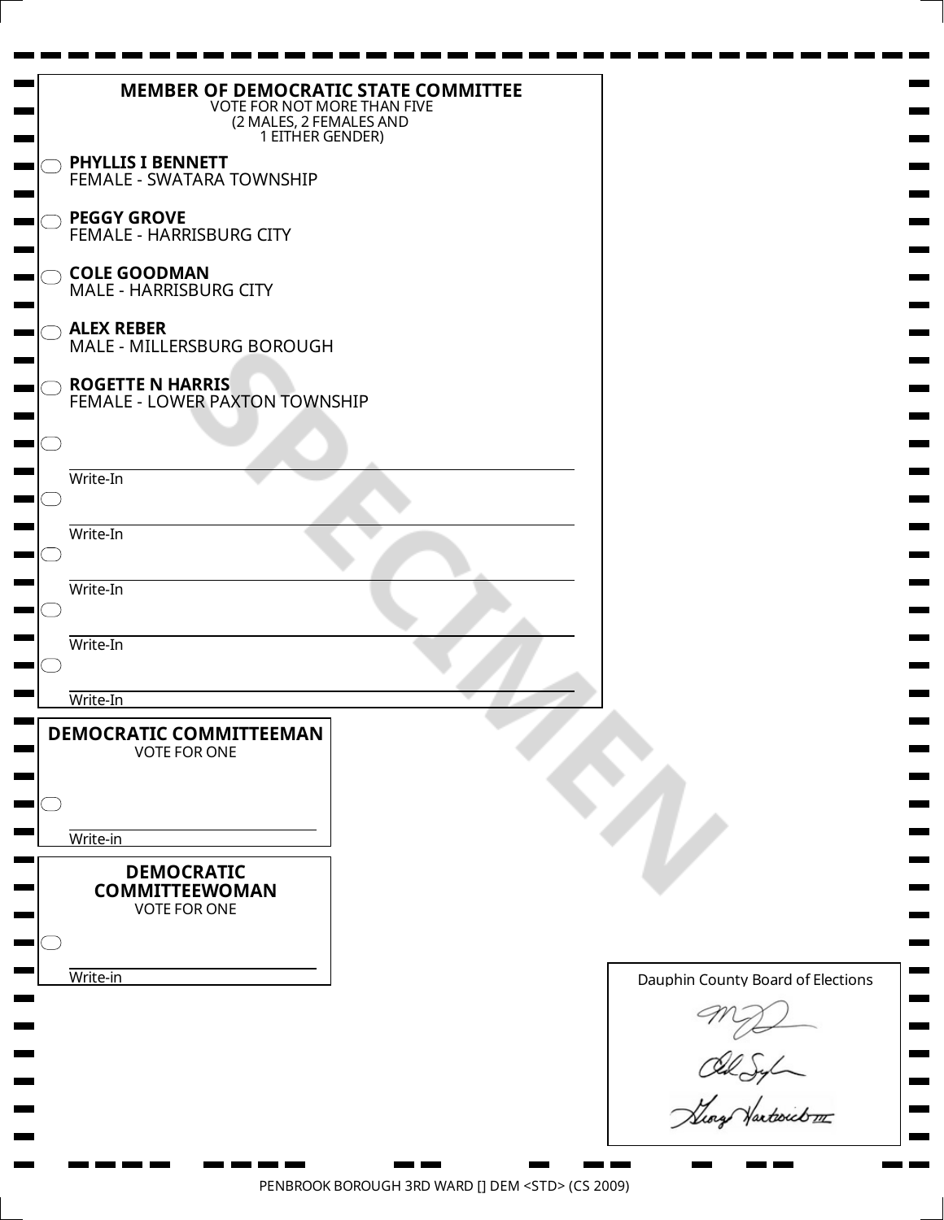## MEMBER OF DEMOCRATIC STATE COMMITTEE

VOTE FOR NOT MORE THAN FIVE
(2 MALES, 2 FEMALES AND
1 EITHER GENDER)

- **PHYLLIS I BENNETT**
  FEMALE - SWATARA TOWNSHIP
- **PEGGY GROVE**
  FEMALE - HARRISBURG CITY
- **COLE GOODMAN**
  MALE - HARRISBURG CITY
- **ALEX REBER**
  MALE - MILLERSBURG BOROUGH
- **ROGETTE N HARRIS**
  FEMALE - LOWER PAXTON TOWNSHIP
- Write-In
- Write-In
- Write-In
- Write-In
- Write-In

## DEMOCRATIC COMMITTEEMAN

VOTE FOR ONE

- Write-in

## DEMOCRATIC COMMITTEEWOMAN

VOTE FOR ONE

- Write-in

SPECIMEN

Dauphin County Board of Elections

PENBROOK BOROUGH 3RD WARD [] DEM <STD> (CS 2009)